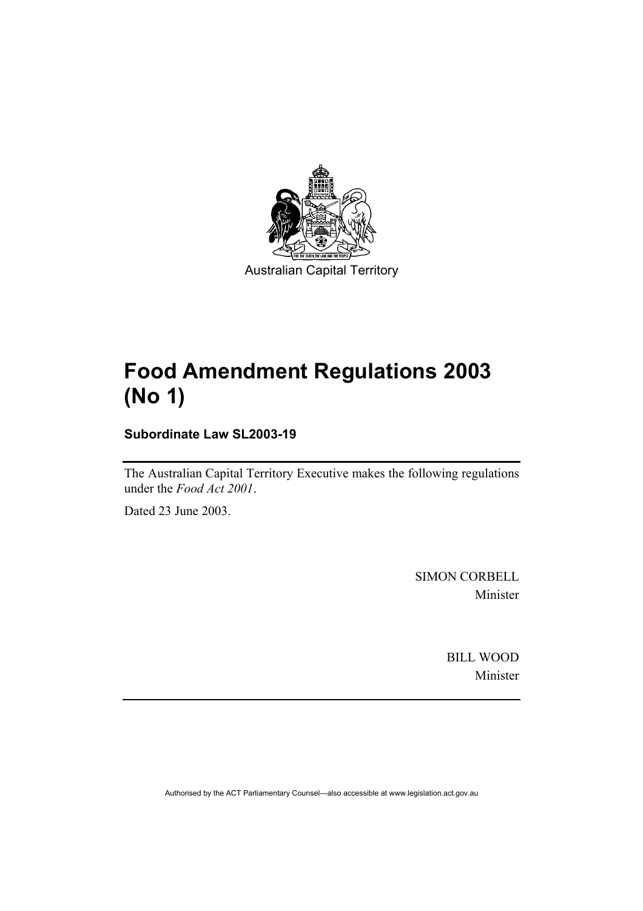Australian Capital Territory

# Food Amendment Regulations 2003 (No 1)

**Subordinate Law SL2003-19**

The Australian Capital Territory Executive makes the following regulations under the *Food Act 2001*.

Dated 23 June 2003.

SIMON CORBELL
Minister

BILL WOOD
Minister

Authorised by the ACT Parliamentary Counsel—also accessible at www.legislation.act.gov.au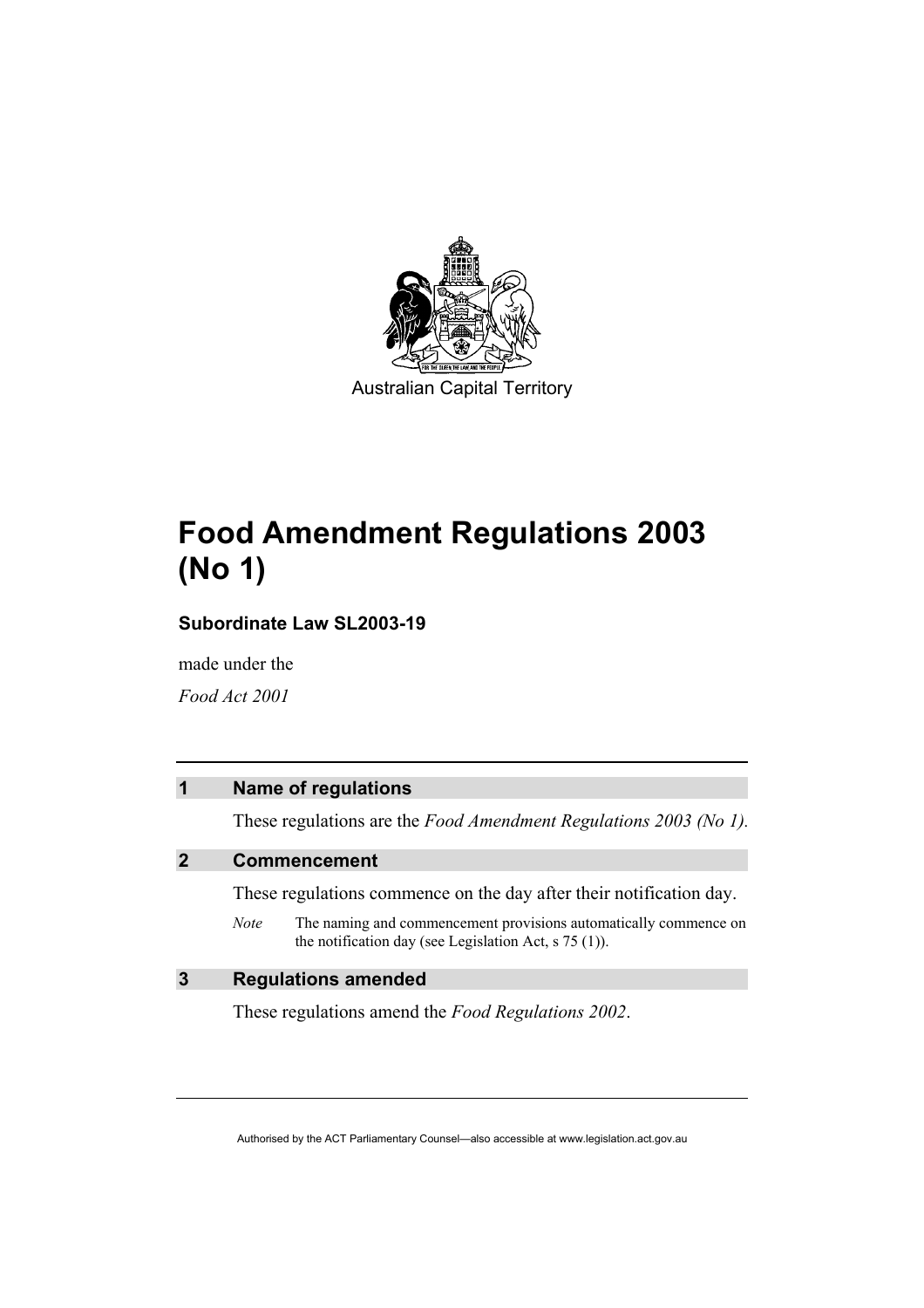Australian Capital Territory

# Food Amendment Regulations 2003 (No 1)

### Subordinate Law SL2003-19

made under the

*Food Act 2001*

## 1 Name of regulations

These regulations are the *Food Amendment Regulations 2003 (No 1).*

## 2 Commencement

These regulations commence on the day after their notification day.

*Note* The naming and commencement provisions automatically commence on the notification day (see Legislation Act, s 75 (1)).

## 3 Regulations amended

These regulations amend the *Food Regulations 2002*.

Authorised by the ACT Parliamentary Counsel—also accessible at www.legislation.act.gov.au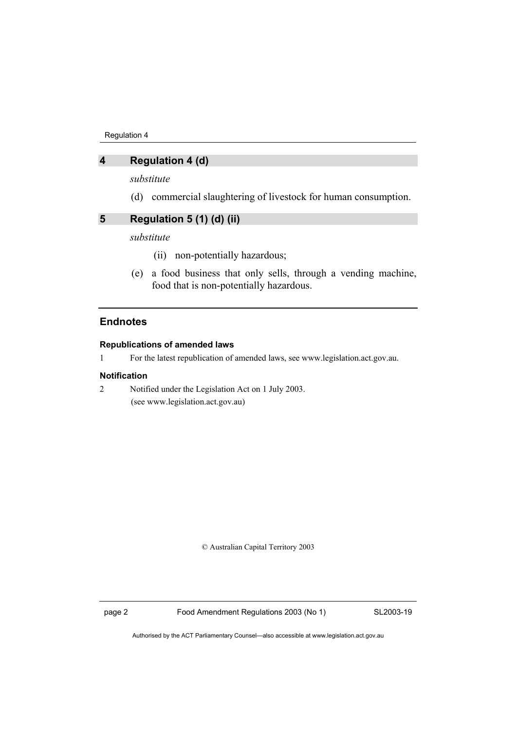## 4 Regulation 4 (d)

*substitute*

(d) commercial slaughtering of livestock for human consumption.

## 5 Regulation 5 (1) (d) (ii)

*substitute*

(ii) non-potentially hazardous;

(e) a food business that only sells, through a vending machine, food that is non-potentially hazardous.

## Endnotes

#### Republications of amended laws

1 For the latest republication of amended laws, see www.legislation.act.gov.au.

#### Notification

2 Notified under the Legislation Act on 1 July 2003.
(see www.legislation.act.gov.au)

© Australian Capital Territory 2003